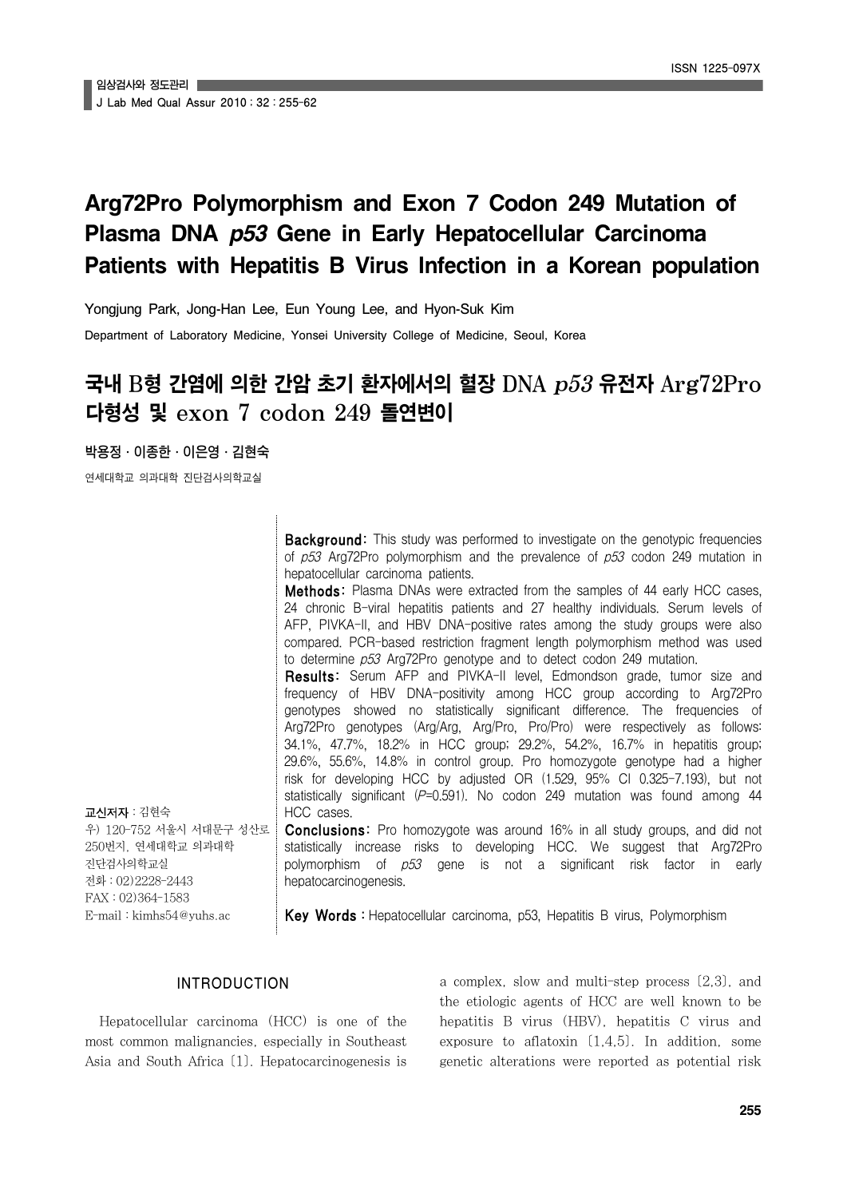# Arg72Pro Polymorphism and Exon 7 Codon 249 Mutation of Plasma DNA *p53* Gene in Early Hepatocellular Carcinoma Patients with Hepatitis B Virus Infection in a Korean population

Yongjung Park, Jong-Han Lee, Eun Young Lee, and Hyon-Suk Kim

Department of Laboratory Medicine, Yonsei University College of Medicine, Seoul, Korea

## 국내 B형 간염에 의한 간암 초기 환자에서의 혈장 DNA *p53* 유전자 Arg72Pro 다형성 및 exon 7 codon 249 돌연변이

박용정 · 이종한 · 이은영 · 김현숙

연세대학교 의과대학 진단검사의학교실

**Background:** This study was performed to investigate on the genotypic frequencies of *p53* Arg72Pro polymorphism and the prevalence of *p53* codon 249 mutation in hepatocellular carcinoma patients.

**Methods:** Plasma DNAs were extracted from the samples of 44 early HCC cases, 24 chronic B-viral hepatitis patients and 27 healthy individuals. Serum levels of AFP, PIVKA-II, and HBV DNA-positive rates among the study groups were also compared. PCR-based restriction fragment length polymorphism method was used to determine *p53* Arg72Pro genotype and to detect codon 249 mutation.

**Results:** Serum AFP and PIVKA-II level, Edmondson grade, tumor size and frequency of HBV DNA-positivity among HCC group according to Arg72Pro genotypes showed no statistically significant difference. The frequencies of Arg72Pro genotypes (Arg/Arg, Arg/Pro, Pro/Pro) were respectively as follows: 34.1%, 47.7%, 18.2% in HCC group; 29.2%, 54.2%, 16.7% in hepatitis group; 29.6%, 55.6%, 14.8% in control group. Pro homozygote genotype had a higher risk for developing HCC by adjusted OR (1.529, 95% CI 0.325-7.193), but not statistically significant ($P$=0.591). No codon 249 mutation was found among 44 HCC cases.

**Conclusions:** Pro homozygote was around 16% in all study groups, and did not statistically increase risks to developing HCC. We suggest that Arg72Pro polymorphism of *p53* gene is not a significant risk factor in early hepatocarcinogenesis.

**Key Words :** Hepatocellular carcinoma, p53, Hepatitis B virus, Polymorphism

**교신저자** : 김현숙
우) 120-752 서울시 서대문구 성산로 250번지, 연세대학교 의과대학 진단검사의학교실
전화 : 02)2228-2443
FAX : 02)364-1583
E-mail : kimhs54@yuhs.ac

## INTRODUCTION

Hepatocellular carcinoma (HCC) is one of the most common malignancies, especially in Southeast Asia and South Africa [1]. Hepatocarcinogenesis is a complex, slow and multi-step process [2,3], and the etiologic agents of HCC are well known to be hepatitis B virus (HBV), hepatitis C virus and exposure to aflatoxin [1,4,5]. In addition, some genetic alterations were reported as potential risk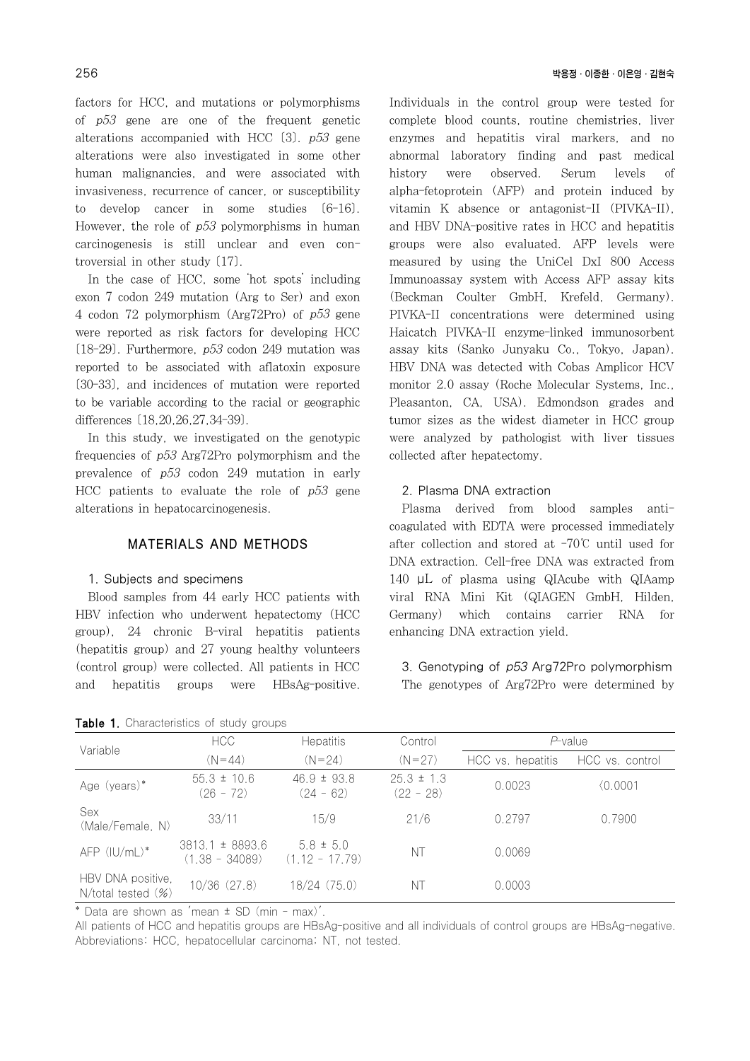factors for HCC, and mutations or polymorphisms of *p53* gene are one of the frequent genetic alterations accompanied with HCC [3]. *p53* gene alterations were also investigated in some other human malignancies, and were associated with invasiveness, recurrence of cancer, or susceptibility to develop cancer in some studies [6-16]. However, the role of *p53* polymorphisms in human carcinogenesis is still unclear and even controversial in other study [17].

In the case of HCC, some 'hot spots' including exon 7 codon 249 mutation (Arg to Ser) and exon 4 codon 72 polymorphism (Arg72Pro) of *p53* gene were reported as risk factors for developing HCC [18-29]. Furthermore, *p53* codon 249 mutation was reported to be associated with aflatoxin exposure [30-33], and incidences of mutation were reported to be variable according to the racial or geographic differences [18,20,26,27,34-39].

In this study, we investigated on the genotypic frequencies of *p53* Arg72Pro polymorphism and the prevalence of *p53* codon 249 mutation in early HCC patients to evaluate the role of *p53* gene alterations in hepatocarcinogenesis.

## MATERIALS AND METHODS

### 1. Subjects and specimens

Blood samples from 44 early HCC patients with HBV infection who underwent hepatectomy (HCC group), 24 chronic B-viral hepatitis patients (hepatitis group) and 27 young healthy volunteers (control group) were collected. All patients in HCC and hepatitis groups were HBsAg-positive. Individuals in the control group were tested for complete blood counts, routine chemistries, liver enzymes and hepatitis viral markers, and no abnormal laboratory finding and past medical history were observed. Serum levels of alpha-fetoprotein (AFP) and protein induced by vitamin K absence or antagonist-II (PIVKA-II), and HBV DNA-positive rates in HCC and hepatitis groups were also evaluated. AFP levels were measured by using the UniCel DxI 800 Access Immunoassay system with Access AFP assay kits (Beckman Coulter GmbH, Krefeld, Germany). PIVKA-II concentrations were determined using Haicatch PIVKA-II enzyme-linked immunosorbent assay kits (Sanko Junyaku Co., Tokyo, Japan). HBV DNA was detected with Cobas Amplicor HCV monitor 2.0 assay (Roche Molecular Systems, Inc., Pleasanton, CA, USA). Edmondson grades and tumor sizes as the widest diameter in HCC group were analyzed by pathologist with liver tissues collected after hepatectomy.

### 2. Plasma DNA extraction

Plasma derived from blood samples anticoagulated with EDTA were processed immediately after collection and stored at -70℃ until used for DNA extraction. Cell-free DNA was extracted from 140 μL of plasma using QIAcube with QIAamp viral RNA Mini Kit (QIAGEN GmbH, Hilden, Germany) which contains carrier RNA for enhancing DNA extraction yield.

### 3. Genotyping of *p53* Arg72Pro polymorphism

The genotypes of Arg72Pro were determined by

**Table 1.** Characteristics of study groups

| Variable | HCC (N=44) | Hepatitis (N=24) | Control (N=27) | *P*-value HCC vs. hepatitis | *P*-value HCC vs. control |
|---|---|---|---|---|---|
| Age (years)* | 55.3 ± 10.6 (26 - 72) | 46.9 ± 93.8 (24 - 62) | 25.3 ± 1.3 (22 - 28) | 0.0023 | <0.0001 |
| Sex (Male/Female, N) | 33/11 | 15/9 | 21/6 | 0.2797 | 0.7900 |
| AFP (IU/mL)* | 3813.1 ± 8893.6 (1.38 - 34089) | 5.8 ± 5.0 (1.12 - 17.79) | NT | 0.0069 | |
| HBV DNA positive, N/total tested (%) | 10/36 (27.8) | 18/24 (75.0) | NT | 0.0003 | |

\* Data are shown as 'mean ± SD (min - max)'.
All patients of HCC and hepatitis groups are HBsAg-positive and all individuals of control groups are HBsAg-negative.
Abbreviations: HCC, hepatocellular carcinoma; NT, not tested.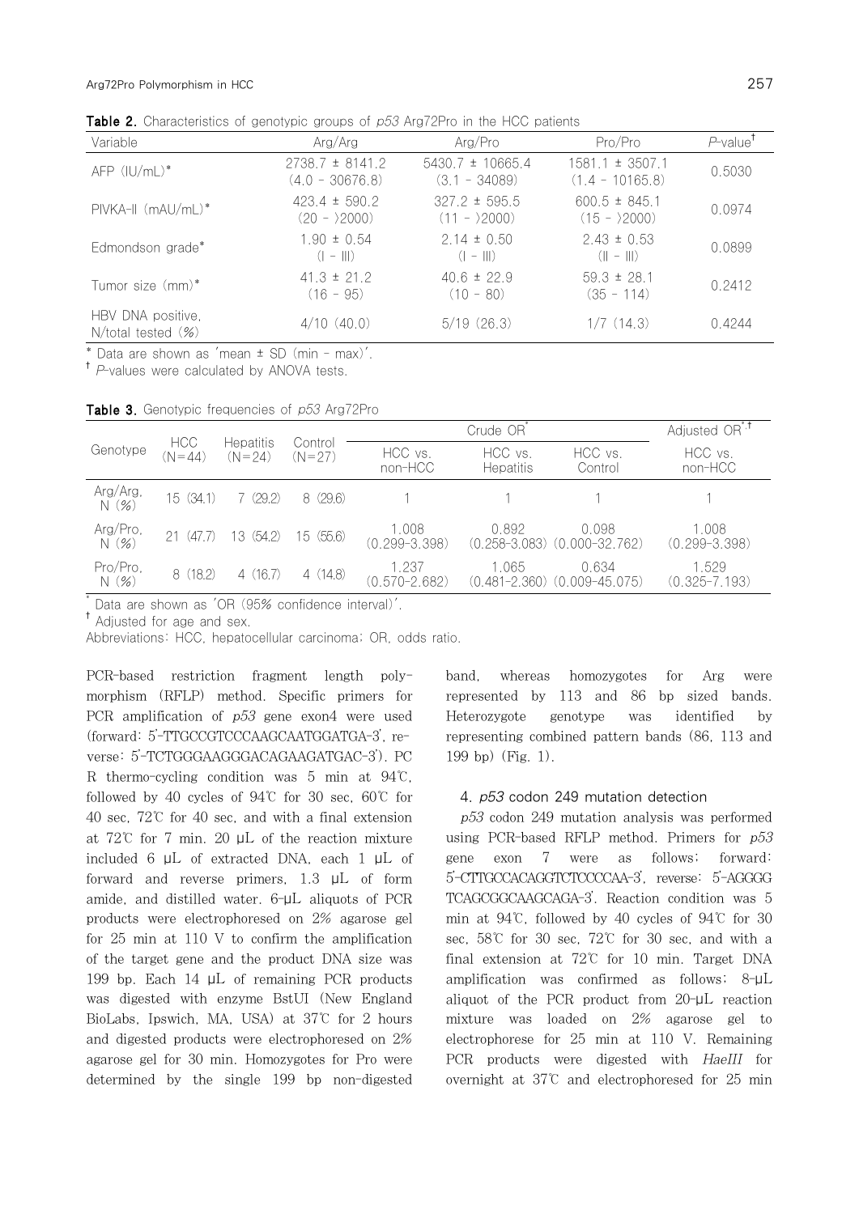**Table 2.** Characteristics of genotypic groups of *p53* Arg72Pro in the HCC patients

| Variable | Arg/Arg | Arg/Pro | Pro/Pro | *P*-value† |
|---|---|---|---|---|
| AFP (IU/mL)* | 2738.7 ± 8141.2 (4.0 - 30676.8) | 5430.7 ± 10665.4 (3.1 - 34089) | 1581.1 ± 3507.1 (1.4 - 10165.8) | 0.5030 |
| PIVKA-II (mAU/mL)* | 423.4 ± 590.2 (20 - >2000) | 327.2 ± 595.5 (11 - >2000) | 600.5 ± 845.1 (15 - >2000) | 0.0974 |
| Edmondson grade* | 1.90 ± 0.54 (I - III) | 2.14 ± 0.50 (I - III) | 2.43 ± 0.53 (II - III) | 0.0899 |
| Tumor size (mm)* | 41.3 ± 21.2 (16 - 95) | 40.6 ± 22.9 (10 - 80) | 59.3 ± 28.1 (35 - 114) | 0.2412 |
| HBV DNA positive, N/total tested (%) | 4/10 (40.0) | 5/19 (26.3) | 1/7 (14.3) | 0.4244 |

* Data are shown as 'mean ± SD (min - max)'.
† *P*-values were calculated by ANOVA tests.

**Table 3.** Genotypic frequencies of *p53* Arg72Pro

| Genotype | HCC (N=44) | Hepatitis (N=24) | Control (N=27) | Crude OR* | | | Adjusted OR*,† |
|---|---|---|---|---|---|---|---|
| | | | | HCC vs. non-HCC | HCC vs. Hepatitis | HCC vs. Control | HCC vs. non-HCC |
| Arg/Arg, N (%) | 15 (34.1) | 7 (29.2) | 8 (29.6) | 1 | 1 | 1 | 1 |
| Arg/Pro, N (%) | 21 (47.7) | 13 (54.2) | 15 (55.6) | 1.008 (0.299-3.398) | 0.892 (0.258-3.083) | 0.098 (0.000-32.762) | 1.008 (0.299-3.398) |
| Pro/Pro, N (%) | 8 (18.2) | 4 (16.7) | 4 (14.8) | 1.237 (0.570-2.682) | 1.065 (0.481-2.360) | 0.634 (0.009-45.075) | 1.529 (0.325-7.193) |

* Data are shown as 'OR (95% confidence interval)'.
† Adjusted for age and sex.
Abbreviations: HCC, hepatocellular carcinoma; OR, odds ratio.

PCR-based restriction fragment length polymorphism (RFLP) method. Specific primers for PCR amplification of *p53* gene exon4 were used (forward: 5'-TTGCCGTCCCAAGCAATGGATGA-3', reverse: 5'-TCTGGGAAGGGACAGAAGATGAC-3'). PCR thermo-cycling condition was 5 min at 94℃, followed by 40 cycles of 94℃ for 30 sec, 60℃ for 40 sec, 72℃ for 40 sec, and with a final extension at 72℃ for 7 min. 20 μL of the reaction mixture included 6 μL of extracted DNA, each 1 μL of forward and reverse primers, 1.3 μL of form amide, and distilled water. 6-μL aliquots of PCR products were electrophoresed on 2% agarose gel for 25 min at 110 V to confirm the amplification of the target gene and the product DNA size was 199 bp. Each 14 μL of remaining PCR products was digested with enzyme BstUI (New England BioLabs, Ipswich, MA, USA) at 37℃ for 2 hours and digested products were electrophoresed on 2% agarose gel for 30 min. Homozygotes for Pro were determined by the single 199 bp non-digested band, whereas homozygotes for Arg were represented by 113 and 86 bp sized bands. Heterozygote genotype was identified by representing combined pattern bands (86, 113 and 199 bp) (Fig. 1).

#### 4. *p53* codon 249 mutation detection

*p53* codon 249 mutation analysis was performed using PCR-based RFLP method. Primers for *p53* gene exon 7 were as follows; forward: 5'-CTTGCCACAGGTCTCCCCAA-3', reverse: 5'-AGGGGTCAGCGGCAAGCAGA-3'. Reaction condition was 5 min at 94℃, followed by 40 cycles of 94℃ for 30 sec, 58℃ for 30 sec, 72℃ for 30 sec, and with a final extension at 72℃ for 10 min. Target DNA amplification was confirmed as follows; 8-μL aliquot of the PCR product from 20-μL reaction mixture was loaded on 2% agarose gel to electrophorese for 25 min at 110 V. Remaining PCR products were digested with *HaeIII* for overnight at 37℃ and electrophoresed for 25 min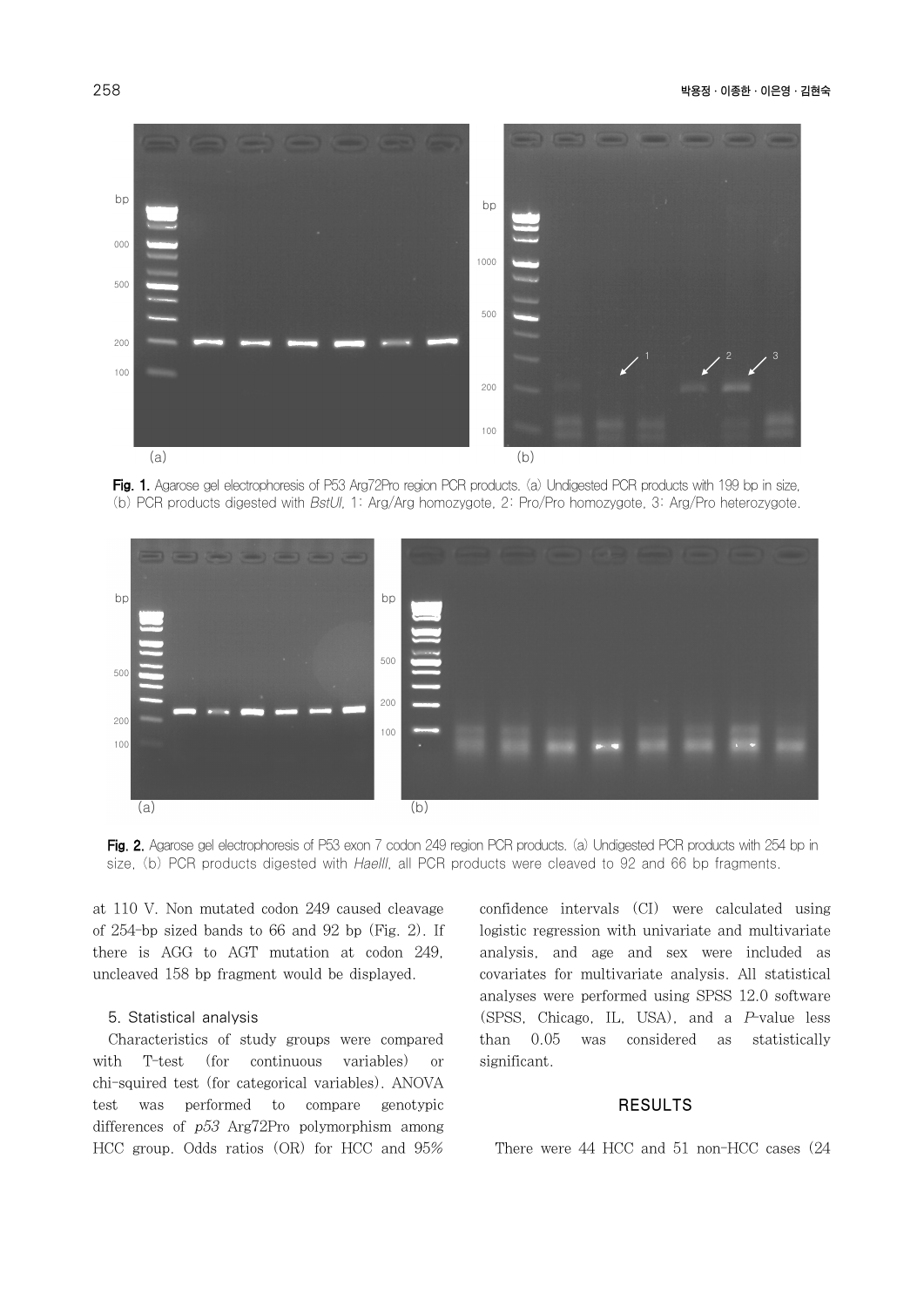Fig. 1. Agarose gel electrophoresis of P53 Arg72Pro region PCR products. (a) Undigested PCR products with 199 bp in size, (b) PCR products digested with *BstUI*. 1: Arg/Arg homozygote, 2: Pro/Pro homozygote, 3: Arg/Pro heterozygote.

Fig. 2. Agarose gel electrophoresis of P53 exon 7 codon 249 region PCR products. (a) Undigested PCR products with 254 bp in size, (b) PCR products digested with *HaeIII*, all PCR products were cleaved to 92 and 66 bp fragments.

at 110 V. Non mutated codon 249 caused cleavage of 254-bp sized bands to 66 and 92 bp (Fig. 2). If there is AGG to AGT mutation at codon 249, uncleaved 158 bp fragment would be displayed.

### 5. Statistical analysis

Characteristics of study groups were compared with T-test (for continuous variables) or chi-squired test (for categorical variables). ANOVA test was performed to compare genotypic differences of *p53* Arg72Pro polymorphism among HCC group. Odds ratios (OR) for HCC and 95% confidence intervals (CI) were calculated using logistic regression with univariate and multivariate analysis, and age and sex were included as covariates for multivariate analysis. All statistical analyses were performed using SPSS 12.0 software (SPSS, Chicago, IL, USA), and a *P*-value less than 0.05 was considered as statistically significant.

## RESULTS

There were 44 HCC and 51 non-HCC cases (24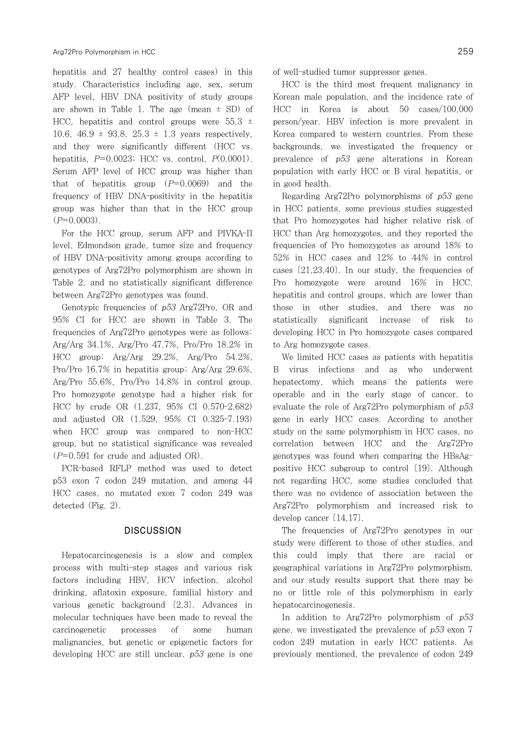hepatitis and 27 healthy control cases) in this study. Characteristics including age, sex, serum AFP level, HBV DNA positivity of study groups are shown in Table 1. The age (mean ± SD) of HCC, hepatitis and control groups were 55.3 ± 10.6, 46.9 ± 93.8, 25.3 ± 1.3 years respectively, and they were significantly different (HCC vs. hepatitis, $P$=0.0023; HCC vs. control, $P$<0.0001). Serum AFP level of HCC group was higher than that of hepatitis group ($P$=0.0069) and the frequency of HBV DNA-positivity in the hepatitis group was higher than that in the HCC group ($P$=0.0003).

For the HCC group, serum AFP and PIVKA-II level, Edmondson grade, tumor size and frequency of HBV DNA-positivity among groups according to genotypes of Arg72Pro polymorphism are shown in Table 2, and no statistically significant difference between Arg72Pro genotypes was found.

Genotypic frequencies of *p53* Arg72Pro, OR and 95% CI for HCC are shown in Table 3. The frequencies of Arg72Pro genotypes were as follows: Arg/Arg 34.1%, Arg/Pro 47.7%, Pro/Pro 18.2% in HCC group; Arg/Arg 29.2%, Arg/Pro 54.2%, Pro/Pro 16.7% in hepatitis group; Arg/Arg 29.6%, Arg/Pro 55.6%, Pro/Pro 14.8% in control group. Pro homozygote genotype had a higher risk for HCC by crude OR (1.237, 95% CI 0.570-2.682) and adjusted OR (1.529, 95% CI 0.325-7.193) when HCC group was compared to non-HCC group, but no statistical significance was revealed ($P$=0.591 for crude and adjusted OR).

PCR-based RFLP method was used to detect p53 exon 7 codon 249 mutation, and among 44 HCC cases, no mutated exon 7 codon 249 was detected (Fig. 2).

## DISCUSSION

Hepatocarcinogenesis is a slow and complex process with multi-step stages and various risk factors including HBV, HCV infection, alcohol drinking, aflatoxin exposure, familial history and various genetic background [2,3]. Advances in molecular techniques have been made to reveal the carcinogenetic processes of some human malignancies, but genetic or epigenetic factors for developing HCC are still unclear. *p53* gene is one of well-studied tumor suppressor genes.

HCC is the third most frequent malignancy in Korean male population, and the incidence rate of HCC in Korea is about 50 cases/100,000 person/year. HBV infection is more prevalent in Korea compared to western countries. From these backgrounds, we investigated the frequency or prevalence of *p53* gene alterations in Korean population with early HCC or B viral hepatitis, or in good health.

Regarding Arg72Pro polymorphisms of *p53* gene in HCC patients, some previous studies suggested that Pro homozygotes had higher relative risk of HCC than Arg homozygotes, and they reported the frequencies of Pro homozygotes as around 18% to 52% in HCC cases and 12% to 44% in control cases [21,23,40]. In our study, the frequencies of Pro homozygote were around 16% in HCC, hepatitis and control groups, which are lower than those in other studies, and there was no statistically significant increase of risk to developing HCC in Pro homozygote cases compared to Arg homozygote cases.

We limited HCC cases as patients with hepatitis B virus infections and as who underwent hepatectomy, which means the patients were operable and in the early stage of cancer, to evaluate the role of Arg72Pro polymorphism of *p53* gene in early HCC cases. According to another study on the same polymorphism in HCC cases, no correlation between HCC and the Arg72Pro genotypes was found when comparing the HBsAg-positive HCC subgroup to control [19]. Although not regarding HCC, some studies concluded that there was no evidence of association between the Arg72Pro polymorphism and increased risk to develop cancer [14,17].

The frequencies of Arg72Pro genotypes in our study were different to those of other studies, and this could imply that there are racial or geographical variations in Arg72Pro polymorphism, and our study results support that there may be no or little role of this polymorphism in early hepatocarcinogenesis.

In addition to Arg72Pro polymorphism of *p53* gene, we investigated the prevalence of *p53* exon 7 codon 249 mutation in early HCC patients. As previously mentioned, the prevalence of codon 249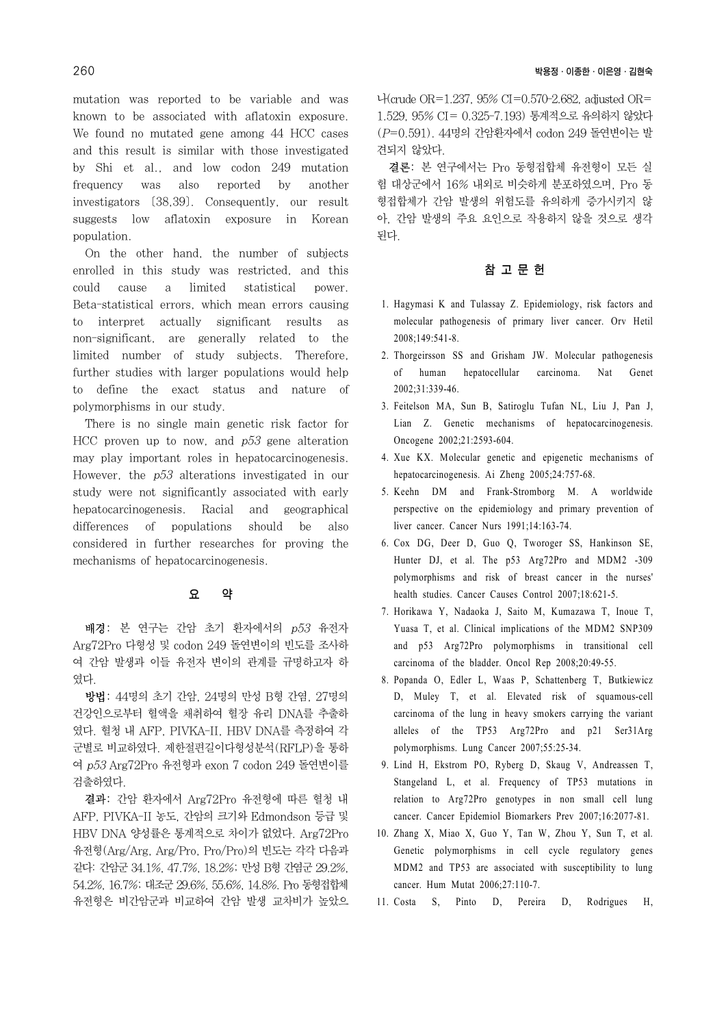mutation was reported to be variable and was known to be associated with aflatoxin exposure. We found no mutated gene among 44 HCC cases and this result is similar with those investigated by Shi et al., and low codon 249 mutation frequency was also reported by another investigators [38,39]. Consequently, our result suggests low aflatoxin exposure in Korean population.

On the other hand, the number of subjects enrolled in this study was restricted, and this could cause a limited statistical power. Beta-statistical errors, which mean errors causing to interpret actually significant results as non-significant, are generally related to the limited number of study subjects. Therefore, further studies with larger populations would help to define the exact status and nature of polymorphisms in our study.

There is no single main genetic risk factor for HCC proven up to now, and *p53* gene alteration may play important roles in hepatocarcinogenesis. However, the *p53* alterations investigated in our study were not significantly associated with early hepatocarcinogenesis. Racial and geographical differences of populations should be also considered in further researches for proving the mechanisms of hepatocarcinogenesis.

## 요 약

**배경:** 본 연구는 간암 초기 환자에서의 *p53* 유전자 Arg72Pro 다형성 및 codon 249 돌연변이의 빈도를 조사하여 간암 발생과 이들 유전자 변이의 관계를 규명하고자 하였다.

**방법:** 44명의 초기 간암, 24명의 만성 B형 간염, 27명의 건강인으로부터 혈액을 채취하여 혈장 유리 DNA를 추출하였다. 혈청 내 AFP, PIVKA-II, HBV DNA를 측정하여 각 군별로 비교하였다. 제한절편길이다형성분석(RFLP)을 통하여 *p53* Arg72Pro 유전형과 exon 7 codon 249 돌연변이를 검출하였다.

**결과:** 간암 환자에서 Arg72Pro 유전형에 따른 혈청 내 AFP, PIVKA-II 농도, 간암의 크기와 Edmondson 등급 및 HBV DNA 양성률은 통계적으로 차이가 없었다. Arg72Pro 유전형(Arg/Arg, Arg/Pro, Pro/Pro)의 빈도는 각각 다음과 같다: 간암군 34.1%, 47.7%, 18.2%; 만성 B형 간염군 29.2%, 54.2%, 16.7%; 대조군 29.6%, 55.6%, 14.8%. Pro 동형접합체 유전형은 비간암군과 비교하여 간암 발생 교차비가 높았으나(crude OR=1.237, 95% CI=0.570-2.682, adjusted OR=1.529, 95% CI= 0.325-7.193) 통계적으로 유의하지 않았다 ($P$=0.591). 44명의 간암환자에서 codon 249 돌연변이는 발견되지 않았다.

**결론:** 본 연구에서는 Pro 동형접합체 유전형이 모든 실험 대상군에서 16% 내외로 비슷하게 분포하였으며, Pro 동형접합체가 간암 발생의 위험도를 유의하게 증가시키지 않아, 간암 발생의 주요 요인으로 작용하지 않을 것으로 생각된다.

## 참 고 문 헌

1. Hagymasi K and Tulassay Z. Epidemiology, risk factors and molecular pathogenesis of primary liver cancer. Orv Hetil 2008;149:541-8.
2. Thorgeirsson SS and Grisham JW. Molecular pathogenesis of human hepatocellular carcinoma. Nat Genet 2002;31:339-46.
3. Feitelson MA, Sun B, Satiroglu Tufan NL, Liu J, Pan J, Lian Z. Genetic mechanisms of hepatocarcinogenesis. Oncogene 2002;21:2593-604.
4. Xue KX. Molecular genetic and epigenetic mechanisms of hepatocarcinogenesis. Ai Zheng 2005;24:757-68.
5. Keehn DM and Frank-Stromborg M. A worldwide perspective on the epidemiology and primary prevention of liver cancer. Cancer Nurs 1991;14:163-74.
6. Cox DG, Deer D, Guo Q, Tworoger SS, Hankinson SE, Hunter DJ, et al. The p53 Arg72Pro and MDM2 -309 polymorphisms and risk of breast cancer in the nurses' health studies. Cancer Causes Control 2007;18:621-5.
7. Horikawa Y, Nadaoka J, Saito M, Kumazawa T, Inoue T, Yuasa T, et al. Clinical implications of the MDM2 SNP309 and p53 Arg72Pro polymorphisms in transitional cell carcinoma of the bladder. Oncol Rep 2008;20:49-55.
8. Popanda O, Edler L, Waas P, Schattenberg T, Butkiewicz D, Muley T, et al. Elevated risk of squamous-cell carcinoma of the lung in heavy smokers carrying the variant alleles of the TP53 Arg72Pro and p21 Ser31Arg polymorphisms. Lung Cancer 2007;55:25-34.
9. Lind H, Ekstrom PO, Ryberg D, Skaug V, Andreassen T, Stangeland L, et al. Frequency of TP53 mutations in relation to Arg72Pro genotypes in non small cell lung cancer. Cancer Epidemiol Biomarkers Prev 2007;16:2077-81.
10. Zhang X, Miao X, Guo Y, Tan W, Zhou Y, Sun T, et al. Genetic polymorphisms in cell cycle regulatory genes MDM2 and TP53 are associated with susceptibility to lung cancer. Hum Mutat 2006;27:110-7.
11. Costa S, Pinto D, Pereira D, Rodrigues H,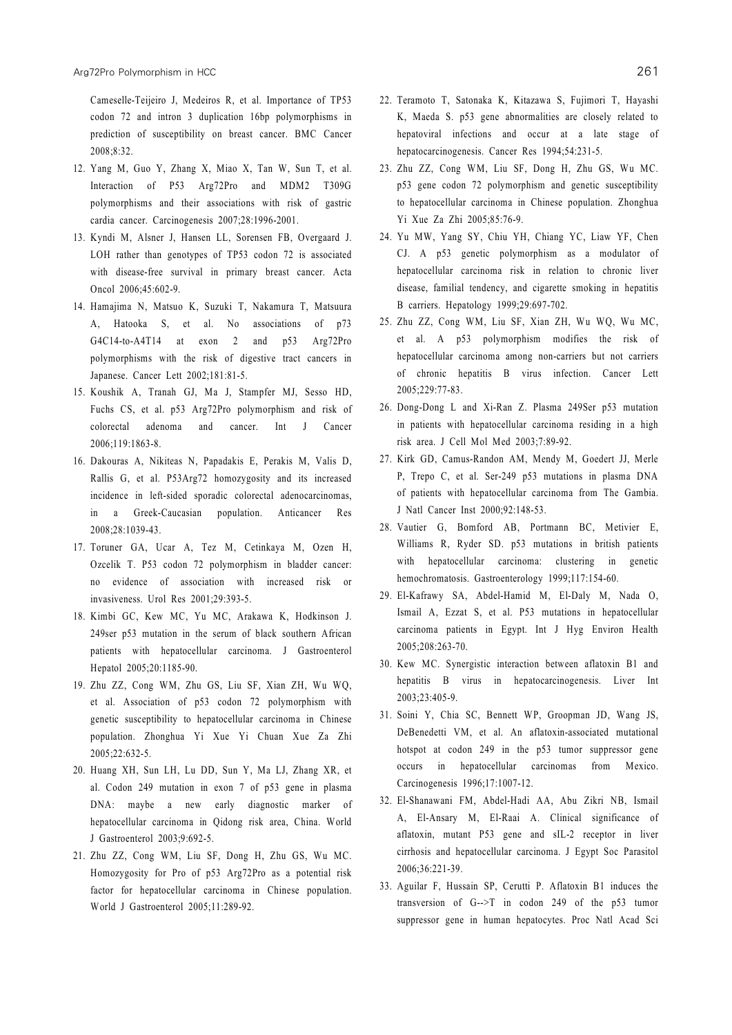Cameselle-Teijeiro J, Medeiros R, et al. Importance of TP53 codon 72 and intron 3 duplication 16bp polymorphisms in prediction of susceptibility on breast cancer. BMC Cancer 2008;8:32.

12. Yang M, Guo Y, Zhang X, Miao X, Tan W, Sun T, et al. Interaction of P53 Arg72Pro and MDM2 T309G polymorphisms and their associations with risk of gastric cardia cancer. Carcinogenesis 2007;28:1996-2001.
13. Kyndi M, Alsner J, Hansen LL, Sorensen FB, Overgaard J. LOH rather than genotypes of TP53 codon 72 is associated with disease-free survival in primary breast cancer. Acta Oncol 2006;45:602-9.
14. Hamajima N, Matsuo K, Suzuki T, Nakamura T, Matsuura A, Hatooka S, et al. No associations of p73 G4C14-to-A4T14 at exon 2 and p53 Arg72Pro polymorphisms with the risk of digestive tract cancers in Japanese. Cancer Lett 2002;181:81-5.
15. Koushik A, Tranah GJ, Ma J, Stampfer MJ, Sesso HD, Fuchs CS, et al. p53 Arg72Pro polymorphism and risk of colorectal adenoma and cancer. Int J Cancer 2006;119:1863-8.
16. Dakouras A, Nikiteas N, Papadakis E, Perakis M, Valis D, Rallis G, et al. P53Arg72 homozygosity and its increased incidence in left-sided sporadic colorectal adenocarcinomas, in a Greek-Caucasian population. Anticancer Res 2008;28:1039-43.
17. Toruner GA, Ucar A, Tez M, Cetinkaya M, Ozen H, Ozcelik T. P53 codon 72 polymorphism in bladder cancer: no evidence of association with increased risk or invasiveness. Urol Res 2001;29:393-5.
18. Kimbi GC, Kew MC, Yu MC, Arakawa K, Hodkinson J. 249ser p53 mutation in the serum of black southern African patients with hepatocellular carcinoma. J Gastroenterol Hepatol 2005;20:1185-90.
19. Zhu ZZ, Cong WM, Zhu GS, Liu SF, Xian ZH, Wu WQ, et al. Association of p53 codon 72 polymorphism with genetic susceptibility to hepatocellular carcinoma in Chinese population. Zhonghua Yi Xue Yi Chuan Xue Za Zhi 2005;22:632-5.
20. Huang XH, Sun LH, Lu DD, Sun Y, Ma LJ, Zhang XR, et al. Codon 249 mutation in exon 7 of p53 gene in plasma DNA: maybe a new early diagnostic marker of hepatocellular carcinoma in Qidong risk area, China. World J Gastroenterol 2003;9:692-5.
21. Zhu ZZ, Cong WM, Liu SF, Dong H, Zhu GS, Wu MC. Homozygosity for Pro of p53 Arg72Pro as a potential risk factor for hepatocellular carcinoma in Chinese population. World J Gastroenterol 2005;11:289-92.
22. Teramoto T, Satonaka K, Kitazawa S, Fujimori T, Hayashi K, Maeda S. p53 gene abnormalities are closely related to hepatoviral infections and occur at a late stage of hepatocarcinogenesis. Cancer Res 1994;54:231-5.
23. Zhu ZZ, Cong WM, Liu SF, Dong H, Zhu GS, Wu MC. p53 gene codon 72 polymorphism and genetic susceptibility to hepatocellular carcinoma in Chinese population. Zhonghua Yi Xue Za Zhi 2005;85:76-9.
24. Yu MW, Yang SY, Chiu YH, Chiang YC, Liaw YF, Chen CJ. A p53 genetic polymorphism as a modulator of hepatocellular carcinoma risk in relation to chronic liver disease, familial tendency, and cigarette smoking in hepatitis B carriers. Hepatology 1999;29:697-702.
25. Zhu ZZ, Cong WM, Liu SF, Xian ZH, Wu WQ, Wu MC, et al. A p53 polymorphism modifies the risk of hepatocellular carcinoma among non-carriers but not carriers of chronic hepatitis B virus infection. Cancer Lett 2005;229:77-83.
26. Dong-Dong L and Xi-Ran Z. Plasma 249Ser p53 mutation in patients with hepatocellular carcinoma residing in a high risk area. J Cell Mol Med 2003;7:89-92.
27. Kirk GD, Camus-Randon AM, Mendy M, Goedert JJ, Merle P, Trepo C, et al. Ser-249 p53 mutations in plasma DNA of patients with hepatocellular carcinoma from The Gambia. J Natl Cancer Inst 2000;92:148-53.
28. Vautier G, Bomford AB, Portmann BC, Metivier E, Williams R, Ryder SD. p53 mutations in british patients with hepatocellular carcinoma: clustering in genetic hemochromatosis. Gastroenterology 1999;117:154-60.
29. El-Kafrawy SA, Abdel-Hamid M, El-Daly M, Nada O, Ismail A, Ezzat S, et al. P53 mutations in hepatocellular carcinoma patients in Egypt. Int J Hyg Environ Health 2005;208:263-70.
30. Kew MC. Synergistic interaction between aflatoxin B1 and hepatitis B virus in hepatocarcinogenesis. Liver Int 2003;23:405-9.
31. Soini Y, Chia SC, Bennett WP, Groopman JD, Wang JS, DeBenedetti VM, et al. An aflatoxin-associated mutational hotspot at codon 249 in the p53 tumor suppressor gene occurs in hepatocellular carcinomas from Mexico. Carcinogenesis 1996;17:1007-12.
32. El-Shanawani FM, Abdel-Hadi AA, Abu Zikri NB, Ismail A, El-Ansary M, El-Raai A. Clinical significance of aflatoxin, mutant P53 gene and sIL-2 receptor in liver cirrhosis and hepatocellular carcinoma. J Egypt Soc Parasitol 2006;36:221-39.
33. Aguilar F, Hussain SP, Cerutti P. Aflatoxin B1 induces the transversion of G-->T in codon 249 of the p53 tumor suppressor gene in human hepatocytes. Proc Natl Acad Sci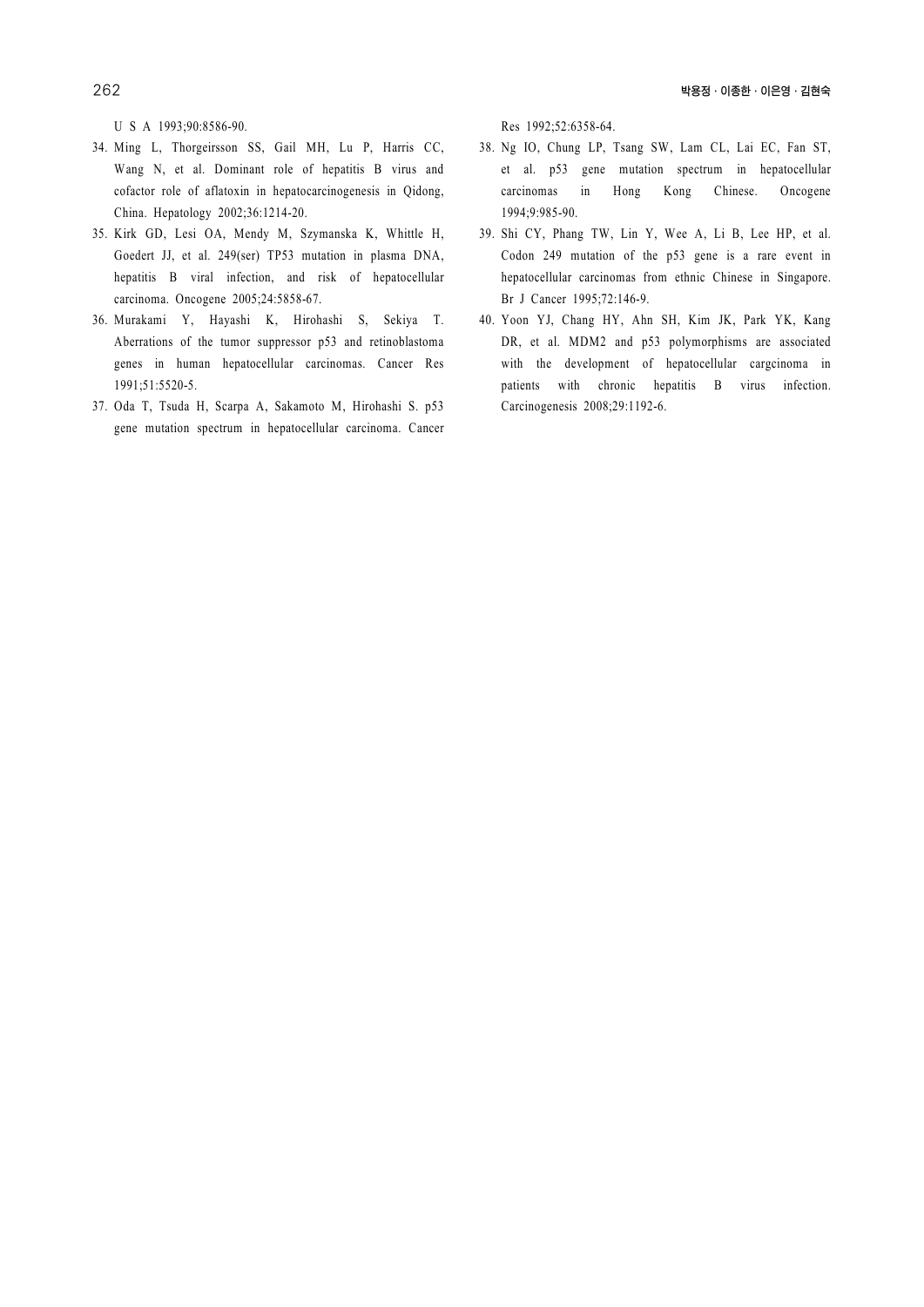U S A 1993;90:8586-90.

34. Ming L, Thorgeirsson SS, Gail MH, Lu P, Harris CC, Wang N, et al. Dominant role of hepatitis B virus and cofactor role of aflatoxin in hepatocarcinogenesis in Qidong, China. Hepatology 2002;36:1214-20.
35. Kirk GD, Lesi OA, Mendy M, Szymanska K, Whittle H, Goedert JJ, et al. 249(ser) TP53 mutation in plasma DNA, hepatitis B viral infection, and risk of hepatocellular carcinoma. Oncogene 2005;24:5858-67.
36. Murakami Y, Hayashi K, Hirohashi S, Sekiya T. Aberrations of the tumor suppressor p53 and retinoblastoma genes in human hepatocellular carcinomas. Cancer Res 1991;51:5520-5.
37. Oda T, Tsuda H, Scarpa A, Sakamoto M, Hirohashi S. p53 gene mutation spectrum in hepatocellular carcinoma. Cancer Res 1992;52:6358-64.
38. Ng IO, Chung LP, Tsang SW, Lam CL, Lai EC, Fan ST, et al. p53 gene mutation spectrum in hepatocellular carcinomas in Hong Kong Chinese. Oncogene 1994;9:985-90.
39. Shi CY, Phang TW, Lin Y, Wee A, Li B, Lee HP, et al. Codon 249 mutation of the p53 gene is a rare event in hepatocellular carcinomas from ethnic Chinese in Singapore. Br J Cancer 1995;72:146-9.
40. Yoon YJ, Chang HY, Ahn SH, Kim JK, Park YK, Kang DR, et al. MDM2 and p53 polymorphisms are associated with the development of hepatocellular cargcinoma in patients with chronic hepatitis B virus infection. Carcinogenesis 2008;29:1192-6.